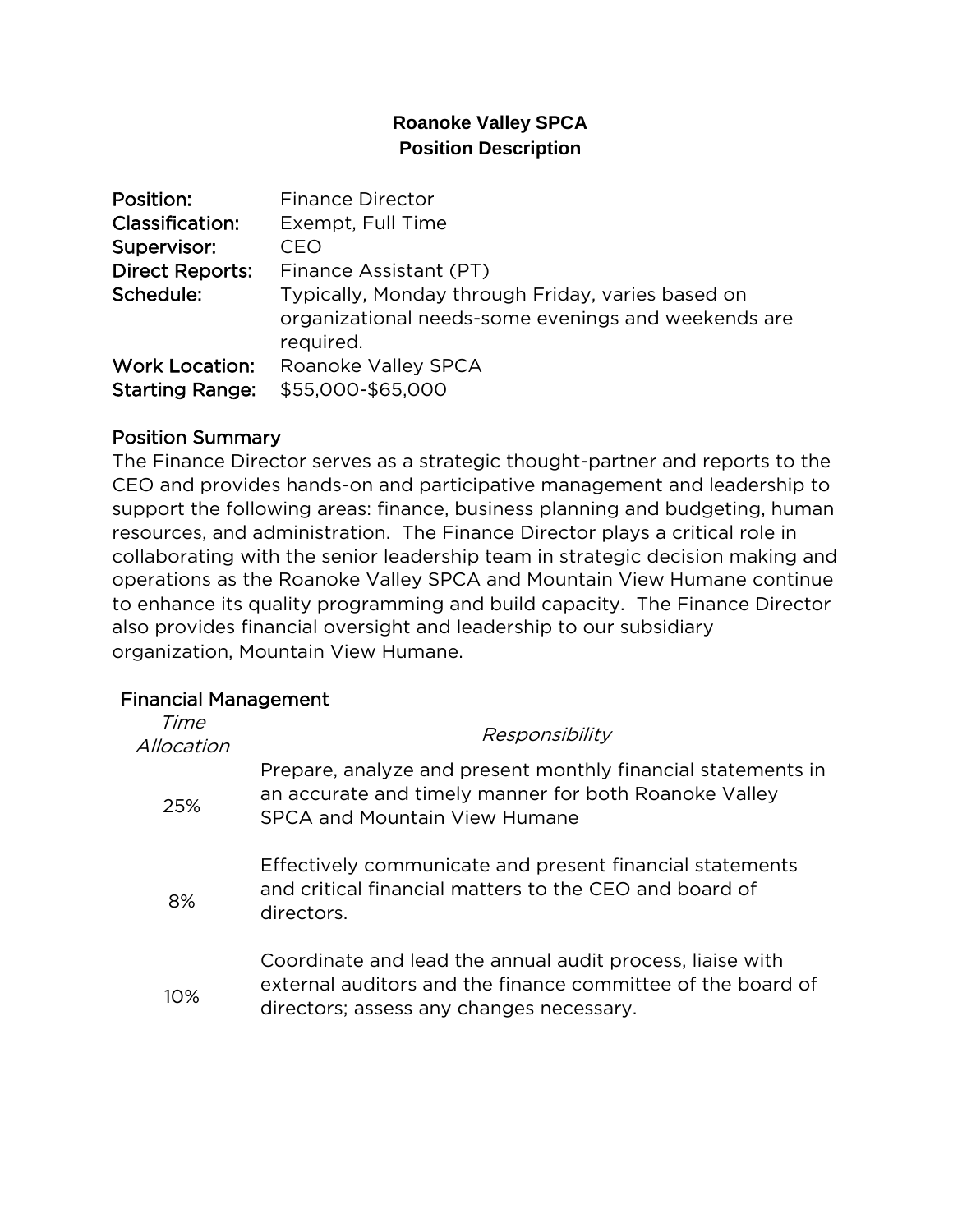# Roanoke Valley SPCA
# Position Description

**Position:** Finance Director
**Classification:** Exempt, Full Time
**Supervisor:** CEO
**Direct Reports:** Finance Assistant (PT)
**Schedule:** Typically, Monday through Friday, varies based on organizational needs-some evenings and weekends are required.
**Work Location:** Roanoke Valley SPCA
**Starting Range:** $55,000-$65,000

## Position Summary

The Finance Director serves as a strategic thought-partner and reports to the CEO and provides hands-on and participative management and leadership to support the following areas: finance, business planning and budgeting, human resources, and administration. The Finance Director plays a critical role in collaborating with the senior leadership team in strategic decision making and operations as the Roanoke Valley SPCA and Mountain View Humane continue to enhance its quality programming and build capacity. The Finance Director also provides financial oversight and leadership to our subsidiary organization, Mountain View Humane.

## Financial Management

| *Time Allocation* | *Responsibility* |
|---|---|
| 25% | Prepare, analyze and present monthly financial statements in an accurate and timely manner for both Roanoke Valley SPCA and Mountain View Humane |
| 8% | Effectively communicate and present financial statements and critical financial matters to the CEO and board of directors. |
| 10% | Coordinate and lead the annual audit process, liaise with external auditors and the finance committee of the board of directors; assess any changes necessary. |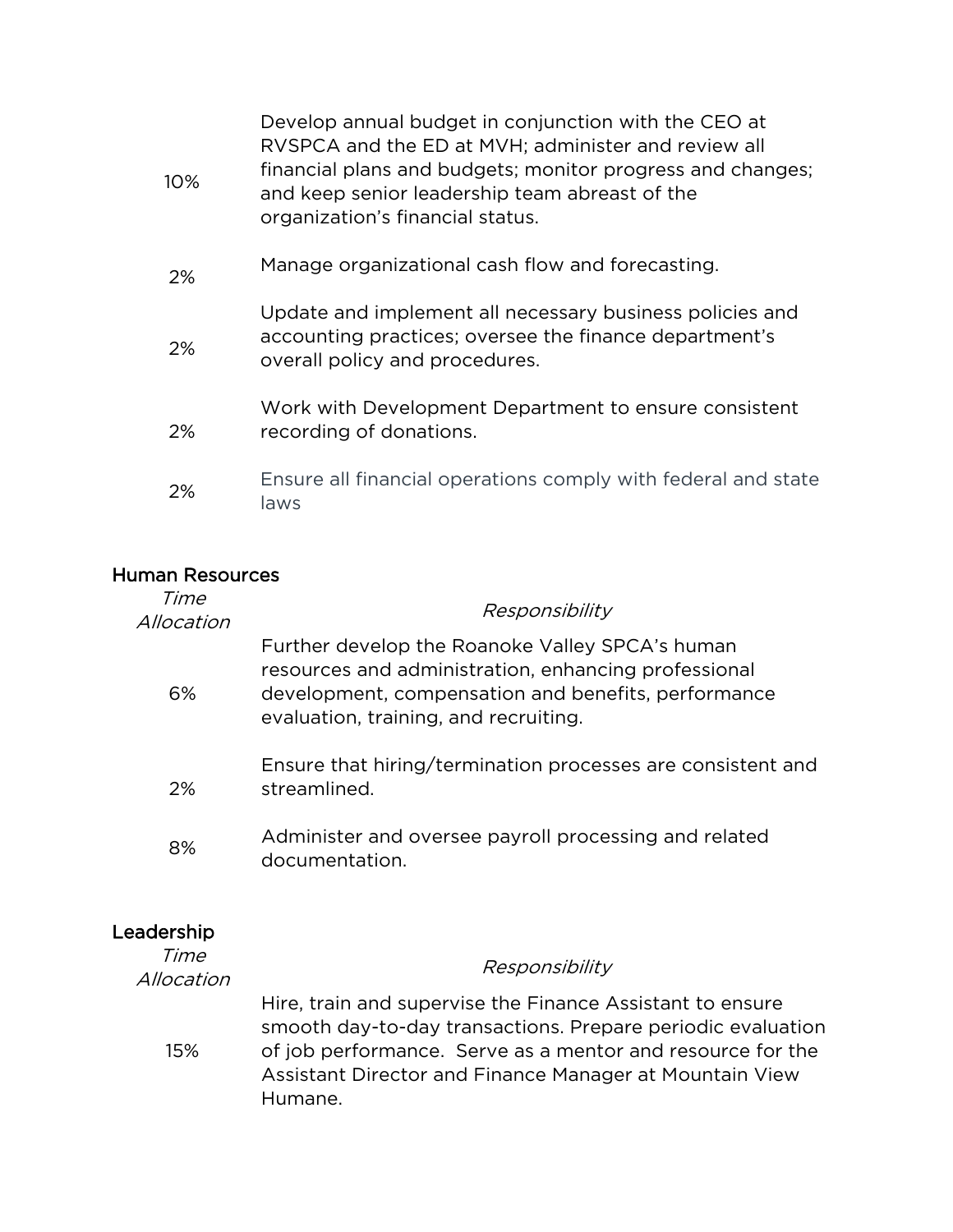| | |
|---|---|
| 10% | Develop annual budget in conjunction with the CEO at RVSPCA and the ED at MVH; administer and review all financial plans and budgets; monitor progress and changes; and keep senior leadership team abreast of the organization's financial status. |
| 2% | Manage organizational cash flow and forecasting. |
| 2% | Update and implement all necessary business policies and accounting practices; oversee the finance department's overall policy and procedures. |
| 2% | Work with Development Department to ensure consistent recording of donations. |
| 2% | Ensure all financial operations comply with federal and state laws |

## Human Resources

| *Time Allocation* | *Responsibility* |
|---|---|
| 6% | Further develop the Roanoke Valley SPCA's human resources and administration, enhancing professional development, compensation and benefits, performance evaluation, training, and recruiting. |
| 2% | Ensure that hiring/termination processes are consistent and streamlined. |
| 8% | Administer and oversee payroll processing and related documentation. |

## Leadership

| *Time Allocation* | *Responsibility* |
|---|---|
| 15% | Hire, train and supervise the Finance Assistant to ensure smooth day-to-day transactions. Prepare periodic evaluation of job performance. Serve as a mentor and resource for the Assistant Director and Finance Manager at Mountain View Humane. |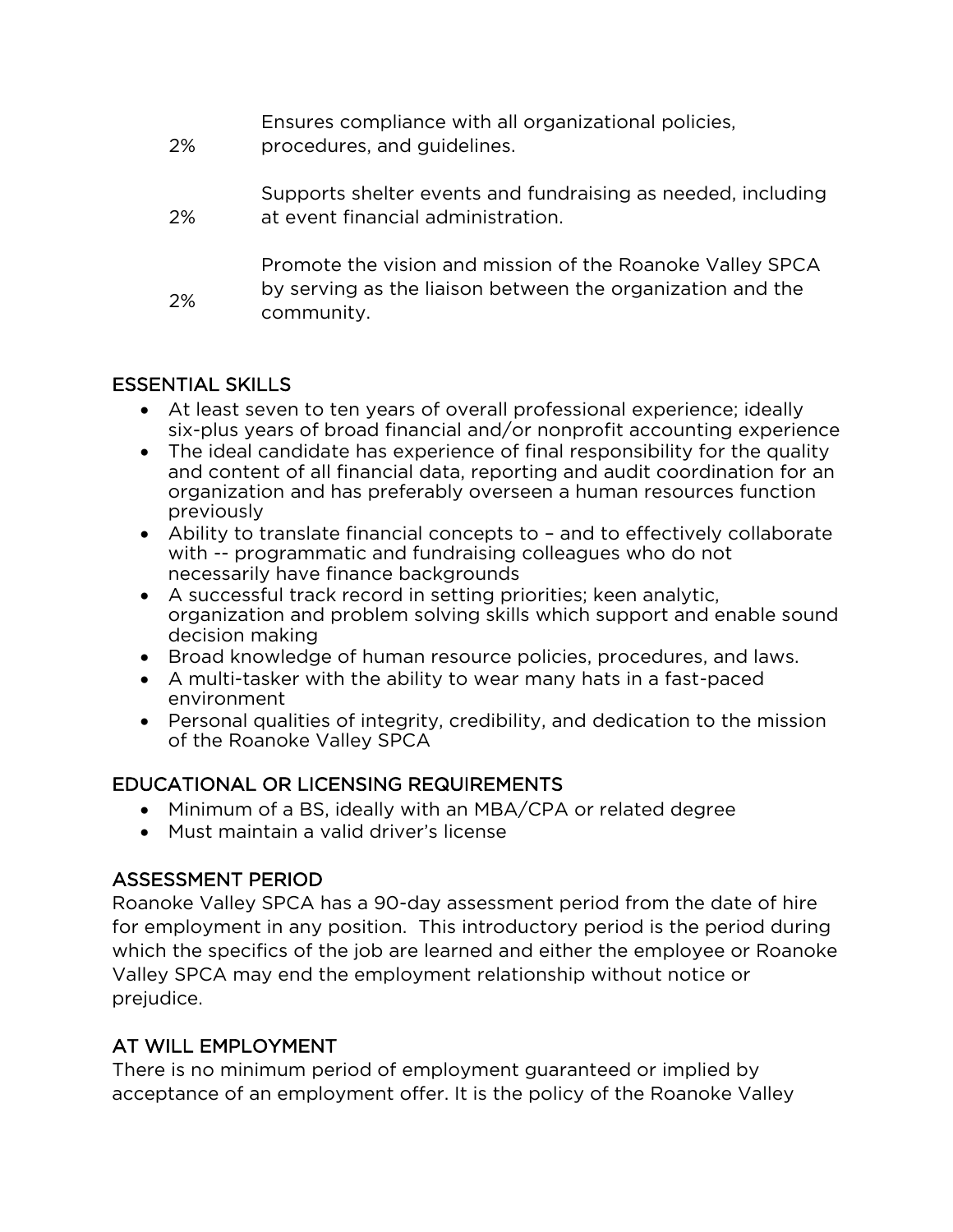| | |
|---|---|
| 2% | Ensures compliance with all organizational policies, procedures, and guidelines. |
| 2% | Supports shelter events and fundraising as needed, including at event financial administration. |
| 2% | Promote the vision and mission of the Roanoke Valley SPCA by serving as the liaison between the organization and the community. |

## ESSENTIAL SKILLS

- At least seven to ten years of overall professional experience; ideally six-plus years of broad financial and/or nonprofit accounting experience
- The ideal candidate has experience of final responsibility for the quality and content of all financial data, reporting and audit coordination for an organization and has preferably overseen a human resources function previously
- Ability to translate financial concepts to – and to effectively collaborate with -- programmatic and fundraising colleagues who do not necessarily have finance backgrounds
- A successful track record in setting priorities; keen analytic, organization and problem solving skills which support and enable sound decision making
- Broad knowledge of human resource policies, procedures, and laws.
- A multi-tasker with the ability to wear many hats in a fast-paced environment
- Personal qualities of integrity, credibility, and dedication to the mission of the Roanoke Valley SPCA

## EDUCATIONAL OR LICENSING REQUIREMENTS

- Minimum of a BS, ideally with an MBA/CPA or related degree
- Must maintain a valid driver's license

## ASSESSMENT PERIOD

Roanoke Valley SPCA has a 90-day assessment period from the date of hire for employment in any position. This introductory period is the period during which the specifics of the job are learned and either the employee or Roanoke Valley SPCA may end the employment relationship without notice or prejudice.

## AT WILL EMPLOYMENT

There is no minimum period of employment guaranteed or implied by acceptance of an employment offer. It is the policy of the Roanoke Valley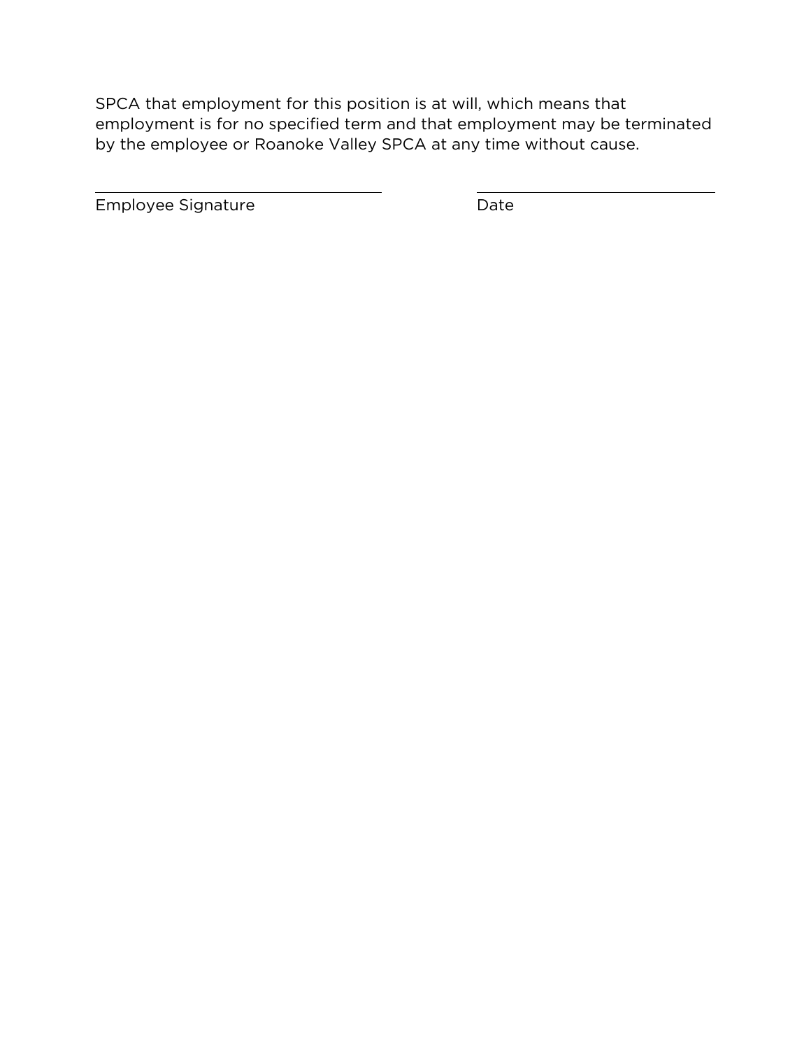SPCA that employment for this position is at will, which means that employment is for no specified term and that employment may be terminated by the employee or Roanoke Valley SPCA at any time without cause.

| | |
|---|---|
| ______________________________ | ______________________________ |
| Employee Signature | Date |